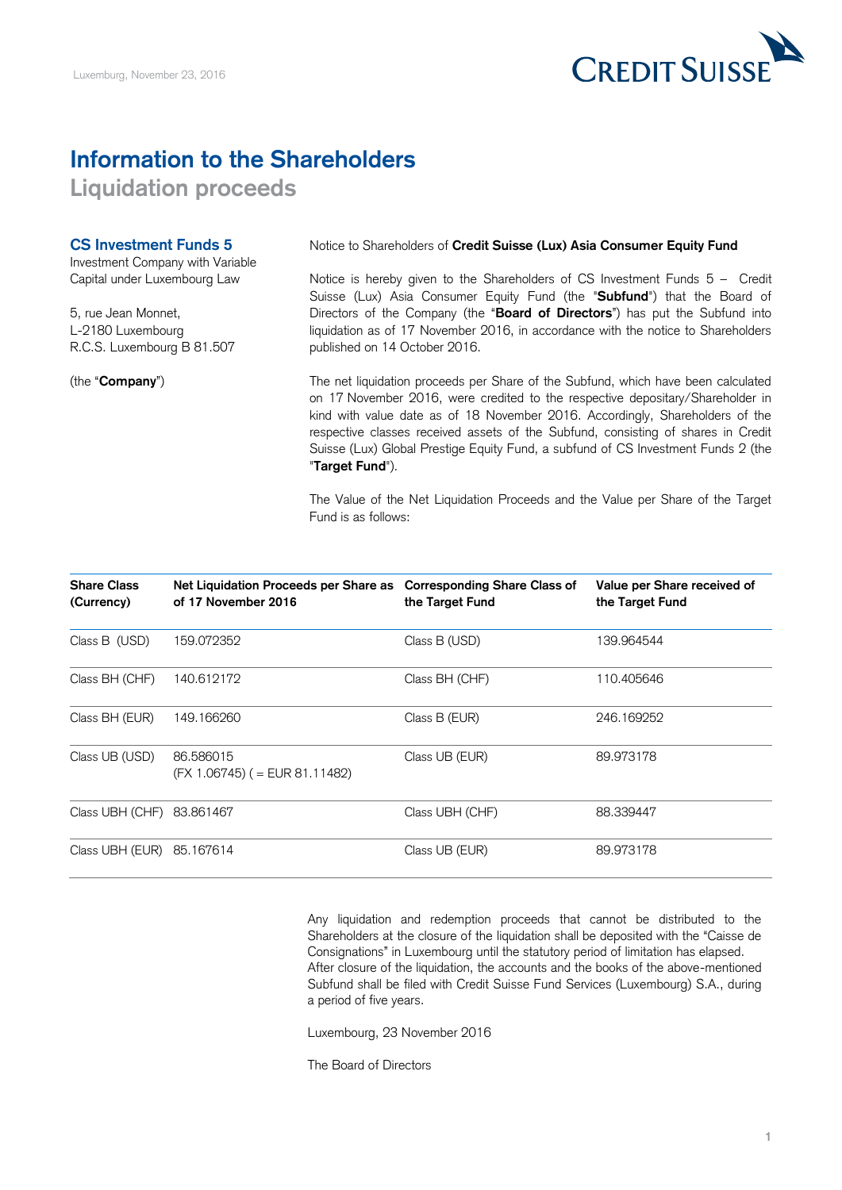Luxemburg, November 23, 2016

# Information to the Shareholders

## Liquidation proceeds

**CS Investment Funds 5**
Investment Company with Variable Capital under Luxembourg Law

5, rue Jean Monnet,
L-2180 Luxembourg
R.C.S. Luxembourg B 81.507

(the "**Company**")

Notice to Shareholders of **Credit Suisse (Lux) Asia Consumer Equity Fund**

Notice is hereby given to the Shareholders of CS Investment Funds 5 – Credit Suisse (Lux) Asia Consumer Equity Fund (the "**Subfund**") that the Board of Directors of the Company (the "**Board of Directors**") has put the Subfund into liquidation as of 17 November 2016, in accordance with the notice to Shareholders published on 14 October 2016.

The net liquidation proceeds per Share of the Subfund, which have been calculated on 17 November 2016, were credited to the respective depositary/Shareholder in kind with value date as of 18 November 2016. Accordingly, Shareholders of the respective classes received assets of the Subfund, consisting of shares in Credit Suisse (Lux) Global Prestige Equity Fund, a subfund of CS Investment Funds 2 (the "**Target Fund**").

The Value of the Net Liquidation Proceeds and the Value per Share of the Target Fund is as follows:

| Share Class (Currency) | Net Liquidation Proceeds per Share as of 17 November 2016 | Corresponding Share Class of the Target Fund | Value per Share received of the Target Fund |
|---|---|---|---|
| Class B (USD) | 159.072352 | Class B (USD) | 139.964544 |
| Class BH (CHF) | 140.612172 | Class BH (CHF) | 110.405646 |
| Class BH (EUR) | 149.166260 | Class B (EUR) | 246.169252 |
| Class UB (USD) | 86.586015 (FX 1.06745) ( = EUR 81.11482) | Class UB (EUR) | 89.973178 |
| Class UBH (CHF) | 83.861467 | Class UBH (CHF) | 88.339447 |
| Class UBH (EUR) | 85.167614 | Class UB (EUR) | 89.973178 |

Any liquidation and redemption proceeds that cannot be distributed to the Shareholders at the closure of the liquidation shall be deposited with the "Caisse de Consignations" in Luxembourg until the statutory period of limitation has elapsed. After closure of the liquidation, the accounts and the books of the above-mentioned Subfund shall be filed with Credit Suisse Fund Services (Luxembourg) S.A., during a period of five years.

Luxembourg, 23 November 2016

The Board of Directors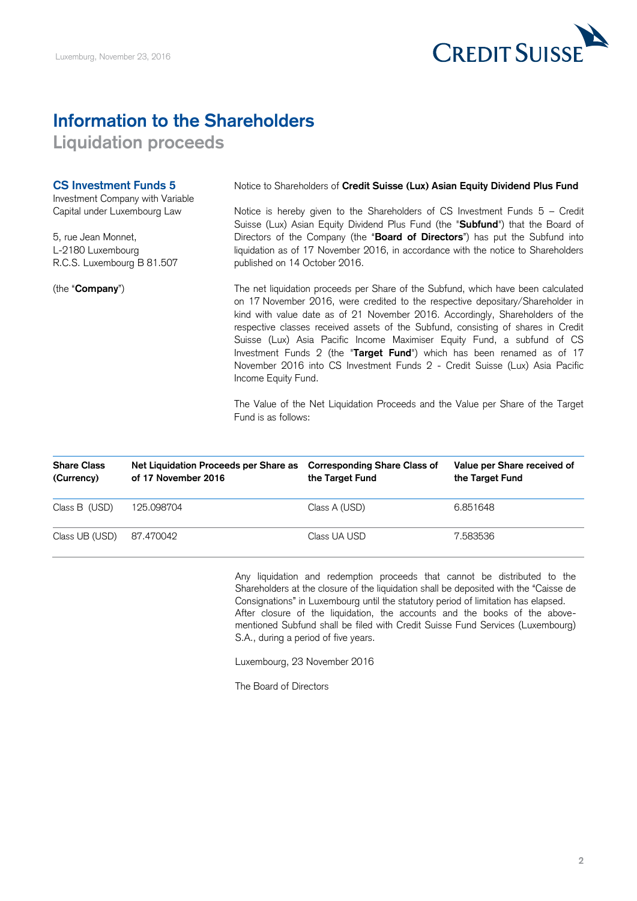Luxemburg, November 23, 2016

# Information to the Shareholders

## Liquidation proceeds

**CS Investment Funds 5**
Investment Company with Variable Capital under Luxembourg Law

5, rue Jean Monnet,
L-2180 Luxembourg
R.C.S. Luxembourg B 81.507

(the "**Company**")

Notice to Shareholders of **Credit Suisse (Lux) Asian Equity Dividend Plus Fund**

Notice is hereby given to the Shareholders of CS Investment Funds 5 – Credit Suisse (Lux) Asian Equity Dividend Plus Fund (the "**Subfund**") that the Board of Directors of the Company (the "**Board of Directors**") has put the Subfund into liquidation as of 17 November 2016, in accordance with the notice to Shareholders published on 14 October 2016.

The net liquidation proceeds per Share of the Subfund, which have been calculated on 17 November 2016, were credited to the respective depositary/Shareholder in kind with value date as of 21 November 2016. Accordingly, Shareholders of the respective classes received assets of the Subfund, consisting of shares in Credit Suisse (Lux) Asia Pacific Income Maximiser Equity Fund, a subfund of CS Investment Funds 2 (the "**Target Fund**") which has been renamed as of 17 November 2016 into CS Investment Funds 2 - Credit Suisse (Lux) Asia Pacific Income Equity Fund.

The Value of the Net Liquidation Proceeds and the Value per Share of the Target Fund is as follows:

| Share Class (Currency) | Net Liquidation Proceeds per Share as of 17 November 2016 | Corresponding Share Class of the Target Fund | Value per Share received of the Target Fund |
|---|---|---|---|
| Class B (USD) | 125.098704 | Class A (USD) | 6.851648 |
| Class UB (USD) | 87.470042 | Class UA USD | 7.583536 |

Any liquidation and redemption proceeds that cannot be distributed to the Shareholders at the closure of the liquidation shall be deposited with the "Caisse de Consignations" in Luxembourg until the statutory period of limitation has elapsed. After closure of the liquidation, the accounts and the books of the above-mentioned Subfund shall be filed with Credit Suisse Fund Services (Luxembourg) S.A., during a period of five years.

Luxembourg, 23 November 2016

The Board of Directors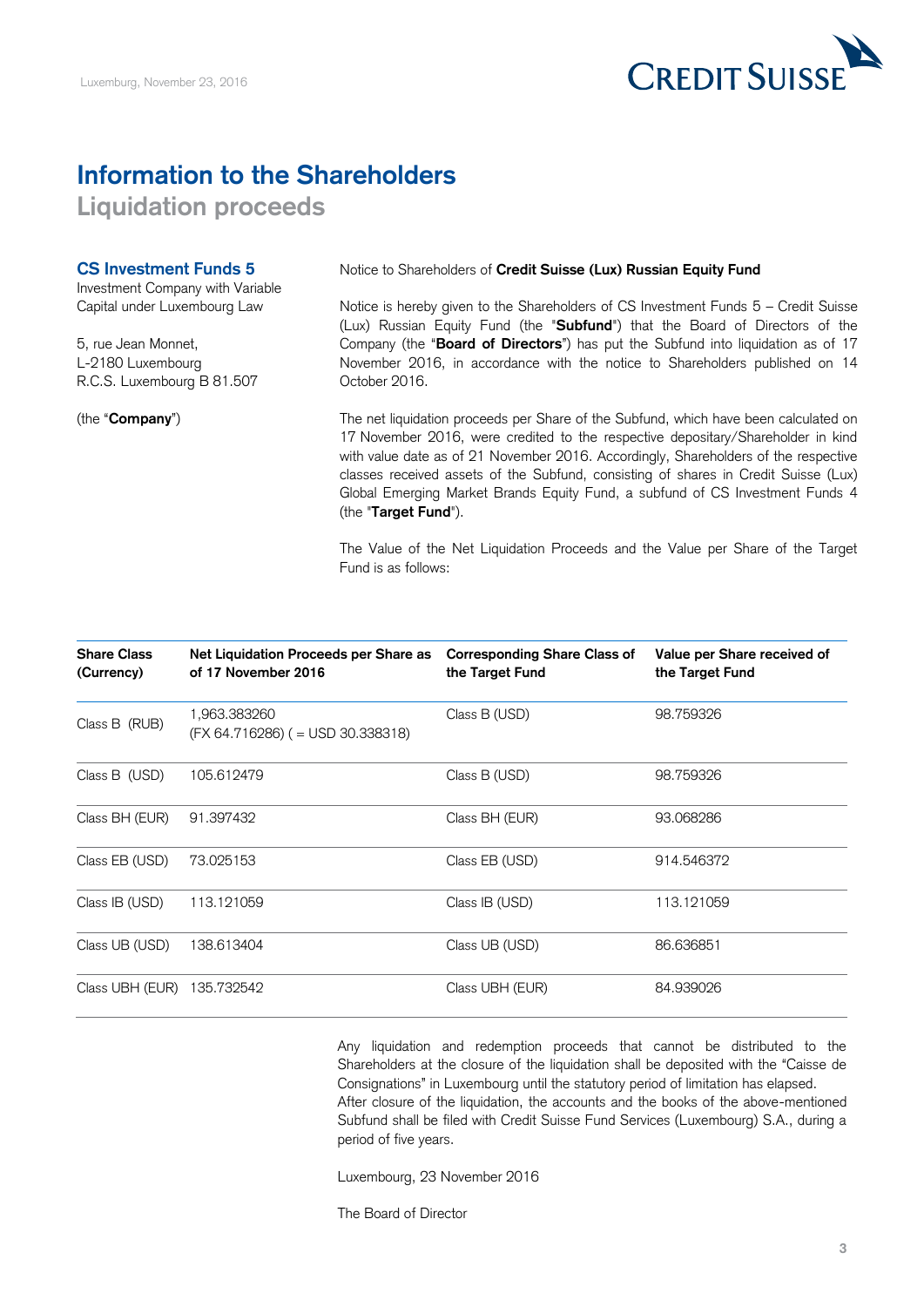Luxemburg, November 23, 2016

# Information to the Shareholders

## Liquidation proceeds

**CS Investment Funds 5**
Investment Company with Variable Capital under Luxembourg Law

5, rue Jean Monnet,
L-2180 Luxembourg
R.C.S. Luxembourg B 81.507

(the "**Company**")

Notice to Shareholders of **Credit Suisse (Lux) Russian Equity Fund**

Notice is hereby given to the Shareholders of CS Investment Funds 5 – Credit Suisse (Lux) Russian Equity Fund (the "**Subfund**") that the Board of Directors of the Company (the "**Board of Directors**") has put the Subfund into liquidation as of 17 November 2016, in accordance with the notice to Shareholders published on 14 October 2016.

The net liquidation proceeds per Share of the Subfund, which have been calculated on 17 November 2016, were credited to the respective depositary/Shareholder in kind with value date as of 21 November 2016. Accordingly, Shareholders of the respective classes received assets of the Subfund, consisting of shares in Credit Suisse (Lux) Global Emerging Market Brands Equity Fund, a subfund of CS Investment Funds 4 (the "**Target Fund**").

The Value of the Net Liquidation Proceeds and the Value per Share of the Target Fund is as follows:

| Share Class (Currency) | Net Liquidation Proceeds per Share as of 17 November 2016 | Corresponding Share Class of the Target Fund | Value per Share received of the Target Fund |
|---|---|---|---|
| Class B (RUB) | 1,963.383260<br>(FX 64.716286) ( = USD 30.338318) | Class B (USD) | 98.759326 |
| Class B (USD) | 105.612479 | Class B (USD) | 98.759326 |
| Class BH (EUR) | 91.397432 | Class BH (EUR) | 93.068286 |
| Class EB (USD) | 73.025153 | Class EB (USD) | 914.546372 |
| Class IB (USD) | 113.121059 | Class IB (USD) | 113.121059 |
| Class UB (USD) | 138.613404 | Class UB (USD) | 86.636851 |
| Class UBH (EUR) | 135.732542 | Class UBH (EUR) | 84.939026 |

Any liquidation and redemption proceeds that cannot be distributed to the Shareholders at the closure of the liquidation shall be deposited with the "Caisse de Consignations" in Luxembourg until the statutory period of limitation has elapsed.
After closure of the liquidation, the accounts and the books of the above-mentioned Subfund shall be filed with Credit Suisse Fund Services (Luxembourg) S.A., during a period of five years.

Luxembourg, 23 November 2016

The Board of Director